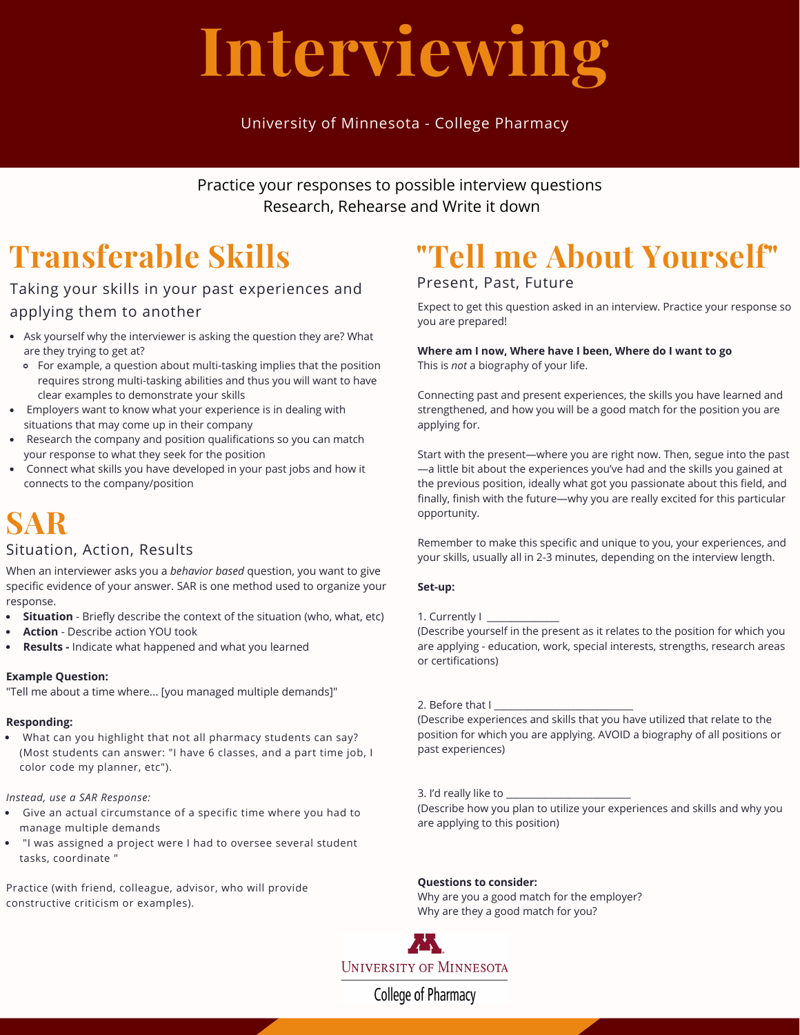# Interviewing

University of Minnesota - College Pharmacy

Practice your responses to possible interview questions
Research, Rehearse and Write it down

## Transferable Skills

Taking your skills in your past experiences and applying them to another

- Ask yourself why the interviewer is asking the question they are? What are they trying to get at?
  - For example, a question about multi-tasking implies that the position requires strong multi-tasking abilities and thus you will want to have clear examples to demonstrate your skills
- Employers want to know what your experience is in dealing with situations that may come up in their company
- Research the company and position qualifications so you can match your response to what they seek for the position
- Connect what skills you have developed in your past jobs and how it connects to the company/position

## SAR

Situation, Action, Results

When an interviewer asks you a *behavior based* question, you want to give specific evidence of your answer. SAR is one method used to organize your response.

- **Situation** - Briefly describe the context of the situation (who, what, etc)
- **Action** - Describe action YOU took
- **Results -** Indicate what happened and what you learned

**Example Question:**

"Tell me about a time where... [you managed multiple demands]"

**Responding:**

- What can you highlight that not all pharmacy students can say? (Most students can answer: "I have 6 classes, and a part time job, I color code my planner, etc").

*Instead, use a SAR Response:*

- Give an actual circumstance of a specific time where you had to manage multiple demands
- "I was assigned a project were I had to oversee several student tasks, coordinate "

Practice (with friend, colleague, advisor, who will provide constructive criticism or examples).

## "Tell me About Yourself"

Present, Past, Future

Expect to get this question asked in an interview. Practice your response so you are prepared!

**Where am I now, Where have I been, Where do I want to go**
This is *not* a biography of your life.

Connecting past and present experiences, the skills you have learned and strengthened, and how you will be a good match for the position you are applying for.

Start with the present—where you are right now. Then, segue into the past—a little bit about the experiences you've had and the skills you gained at the previous position, ideally what got you passionate about this field, and finally, finish with the future—why you are really excited for this particular opportunity.

Remember to make this specific and unique to you, your experiences, and your skills, usually all in 2-3 minutes, depending on the interview length.

**Set-up:**

1. Currently I ______________
(Describe yourself in the present as it relates to the position for which you are applying - education, work, special interests, strengths, research areas or certifications)

2. Before that I ___________________________
(Describe experiences and skills that you have utilized that relate to the position for which you are applying. AVOID a biography of all positions or past experiences)

3. I'd really like to ________________________
(Describe how you plan to utilize your experiences and skills and why you are applying to this position)

**Questions to consider:**
Why are you a good match for the employer?
Why are they a good match for you?

University of Minnesota
College of Pharmacy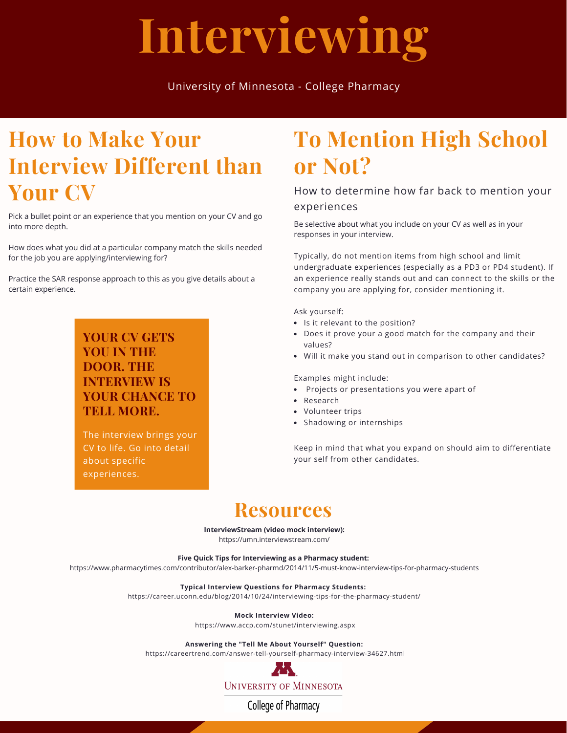# Interviewing

University of Minnesota - College Pharmacy

## How to Make Your Interview Different than Your CV

Pick a bullet point or an experience that you mention on your CV and go into more depth.

How does what you did at a particular company match the skills needed for the job you are applying/interviewing for?

Practice the SAR response approach to this as you give details about a certain experience.

**YOUR CV GETS YOU IN THE DOOR. THE INTERVIEW IS YOUR CHANCE TO TELL MORE.**

The interview brings your CV to life. Go into detail about specific experiences.

## To Mention High School or Not?

### How to determine how far back to mention your experiences

Be selective about what you include on your CV as well as in your responses in your interview.

Typically, do not mention items from high school and limit undergraduate experiences (especially as a PD3 or PD4 student). If an experience really stands out and can connect to the skills or the company you are applying for, consider mentioning it.

Ask yourself:

- Is it relevant to the position?
- Does it prove your a good match for the company and their values?
- Will it make you stand out in comparison to other candidates?

Examples might include:

- Projects or presentations you were apart of
- Research
- Volunteer trips
- Shadowing or internships

Keep in mind that what you expand on should aim to differentiate your self from other candidates.

## Resources

**InterviewStream (video mock interview):**
https://umn.interviewstream.com/

**Five Quick Tips for Interviewing as a Pharmacy student:**
https://www.pharmacytimes.com/contributor/alex-barker-pharmd/2014/11/5-must-know-interview-tips-for-pharmacy-students

**Typical Interview Questions for Pharmacy Students:**
https://career.uconn.edu/blog/2014/10/24/interviewing-tips-for-the-pharmacy-student/

**Mock Interview Video:**
https://www.accp.com/stunet/interviewing.aspx

**Answering the "Tell Me About Yourself" Question:**
https://careertrend.com/answer-tell-yourself-pharmacy-interview-34627.html

University of Minnesota

College of Pharmacy